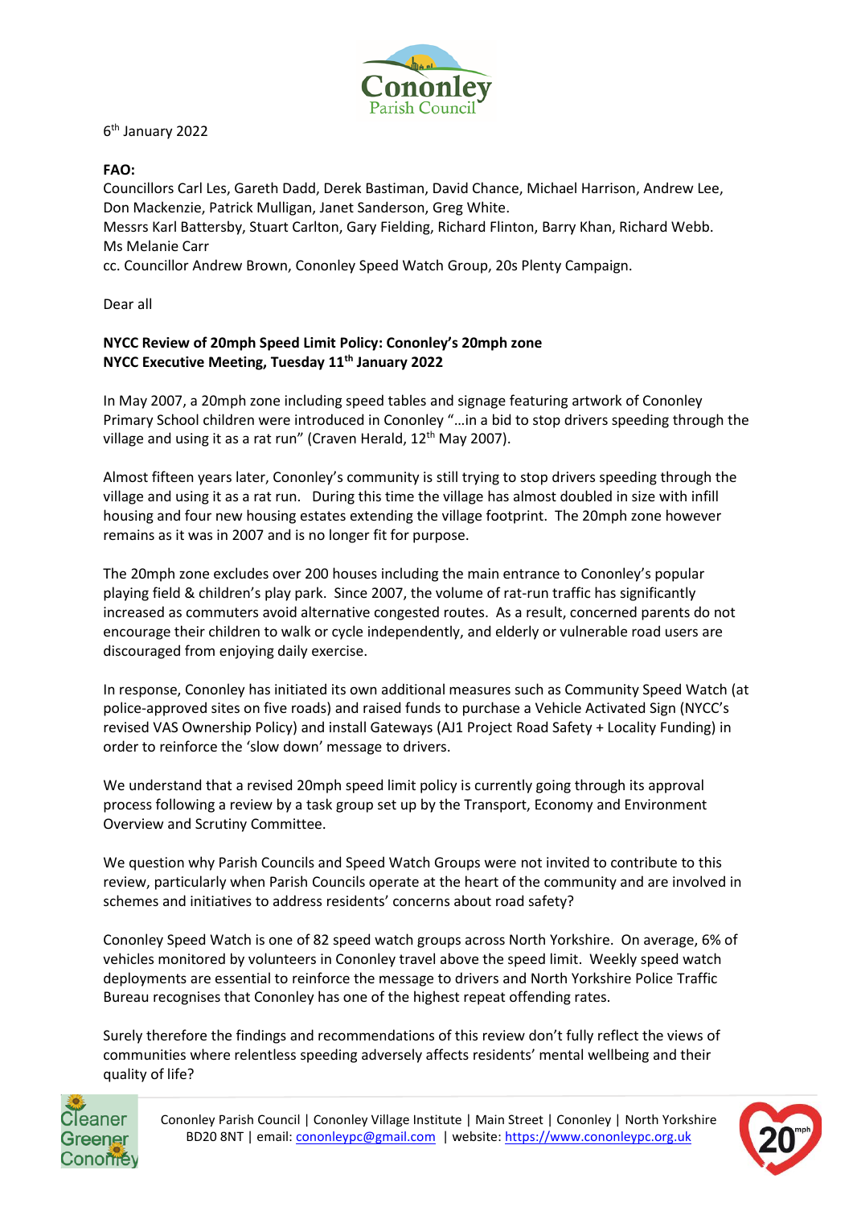6th January 2022

**FAO:**
Councillors Carl Les, Gareth Dadd, Derek Bastiman, David Chance, Michael Harrison, Andrew Lee, Don Mackenzie, Patrick Mulligan, Janet Sanderson, Greg White.
Messrs Karl Battersby, Stuart Carlton, Gary Fielding, Richard Flinton, Barry Khan, Richard Webb.
Ms Melanie Carr
cc. Councillor Andrew Brown, Cononley Speed Watch Group, 20s Plenty Campaign.

Dear all

**NYCC Review of 20mph Speed Limit Policy: Cononley's 20mph zone**
**NYCC Executive Meeting, Tuesday 11th January 2022**

In May 2007, a 20mph zone including speed tables and signage featuring artwork of Cononley Primary School children were introduced in Cononley "…in a bid to stop drivers speeding through the village and using it as a rat run" (Craven Herald, 12th May 2007).

Almost fifteen years later, Cononley's community is still trying to stop drivers speeding through the village and using it as a rat run. During this time the village has almost doubled in size with infill housing and four new housing estates extending the village footprint. The 20mph zone however remains as it was in 2007 and is no longer fit for purpose.

The 20mph zone excludes over 200 houses including the main entrance to Cononley's popular playing field & children's play park. Since 2007, the volume of rat-run traffic has significantly increased as commuters avoid alternative congested routes. As a result, concerned parents do not encourage their children to walk or cycle independently, and elderly or vulnerable road users are discouraged from enjoying daily exercise.

In response, Cononley has initiated its own additional measures such as Community Speed Watch (at police-approved sites on five roads) and raised funds to purchase a Vehicle Activated Sign (NYCC's revised VAS Ownership Policy) and install Gateways (AJ1 Project Road Safety + Locality Funding) in order to reinforce the 'slow down' message to drivers.

We understand that a revised 20mph speed limit policy is currently going through its approval process following a review by a task group set up by the Transport, Economy and Environment Overview and Scrutiny Committee.

We question why Parish Councils and Speed Watch Groups were not invited to contribute to this review, particularly when Parish Councils operate at the heart of the community and are involved in schemes and initiatives to address residents' concerns about road safety?

Cononley Speed Watch is one of 82 speed watch groups across North Yorkshire. On average, 6% of vehicles monitored by volunteers in Cononley travel above the speed limit. Weekly speed watch deployments are essential to reinforce the message to drivers and North Yorkshire Police Traffic Bureau recognises that Cononley has one of the highest repeat offending rates.

Surely therefore the findings and recommendations of this review don't fully reflect the views of communities where relentless speeding adversely affects residents' mental wellbeing and their quality of life?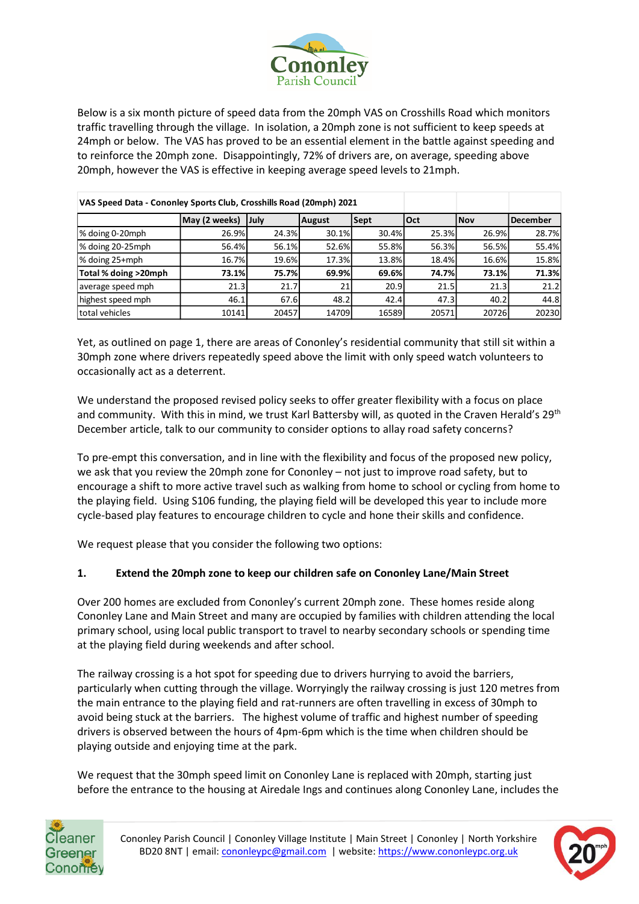Below is a six month picture of speed data from the 20mph VAS on Crosshills Road which monitors traffic travelling through the village. In isolation, a 20mph zone is not sufficient to keep speeds at 24mph or below. The VAS has proved to be an essential element in the battle against speeding and to reinforce the 20mph zone. Disappointingly, 72% of drivers are, on average, speeding above 20mph, however the VAS is effective in keeping average speed levels to 21mph.

| VAS Speed Data - Cononley Sports Club, Crosshills Road (20mph) 2021 | | | | | | | |
|---|---|---|---|---|---|---|---|
| | May (2 weeks) | July | August | Sept | Oct | Nov | December |
| % doing 0-20mph | 26.9% | 24.3% | 30.1% | 30.4% | 25.3% | 26.9% | 28.7% |
| % doing 20-25mph | 56.4% | 56.1% | 52.6% | 55.8% | 56.3% | 56.5% | 55.4% |
| % doing 25+mph | 16.7% | 19.6% | 17.3% | 13.8% | 18.4% | 16.6% | 15.8% |
| **Total % doing >20mph** | **73.1%** | **75.7%** | **69.9%** | **69.6%** | **74.7%** | **73.1%** | **71.3%** |
| average speed mph | 21.3 | 21.7 | 21 | 20.9 | 21.5 | 21.3 | 21.2 |
| highest speed mph | 46.1 | 67.6 | 48.2 | 42.4 | 47.3 | 40.2 | 44.8 |
| total vehicles | 10141 | 20457 | 14709 | 16589 | 20571 | 20726 | 20230 |

Yet, as outlined on page 1, there are areas of Cononley's residential community that still sit within a 30mph zone where drivers repeatedly speed above the limit with only speed watch volunteers to occasionally act as a deterrent.

We understand the proposed revised policy seeks to offer greater flexibility with a focus on place and community. With this in mind, we trust Karl Battersby will, as quoted in the Craven Herald's 29th December article, talk to our community to consider options to allay road safety concerns?

To pre-empt this conversation, and in line with the flexibility and focus of the proposed new policy, we ask that you review the 20mph zone for Cononley – not just to improve road safety, but to encourage a shift to more active travel such as walking from home to school or cycling from home to the playing field. Using S106 funding, the playing field will be developed this year to include more cycle-based play features to encourage children to cycle and hone their skills and confidence.

We request please that you consider the following two options:

**1. Extend the 20mph zone to keep our children safe on Cononley Lane/Main Street**

Over 200 homes are excluded from Cononley's current 20mph zone. These homes reside along Cononley Lane and Main Street and many are occupied by families with children attending the local primary school, using local public transport to travel to nearby secondary schools or spending time at the playing field during weekends and after school.

The railway crossing is a hot spot for speeding due to drivers hurrying to avoid the barriers, particularly when cutting through the village. Worryingly the railway crossing is just 120 metres from the main entrance to the playing field and rat-runners are often travelling in excess of 30mph to avoid being stuck at the barriers. The highest volume of traffic and highest number of speeding drivers is observed between the hours of 4pm-6pm which is the time when children should be playing outside and enjoying time at the park.

We request that the 30mph speed limit on Cononley Lane is replaced with 20mph, starting just before the entrance to the housing at Airedale Ings and continues along Cononley Lane, includes the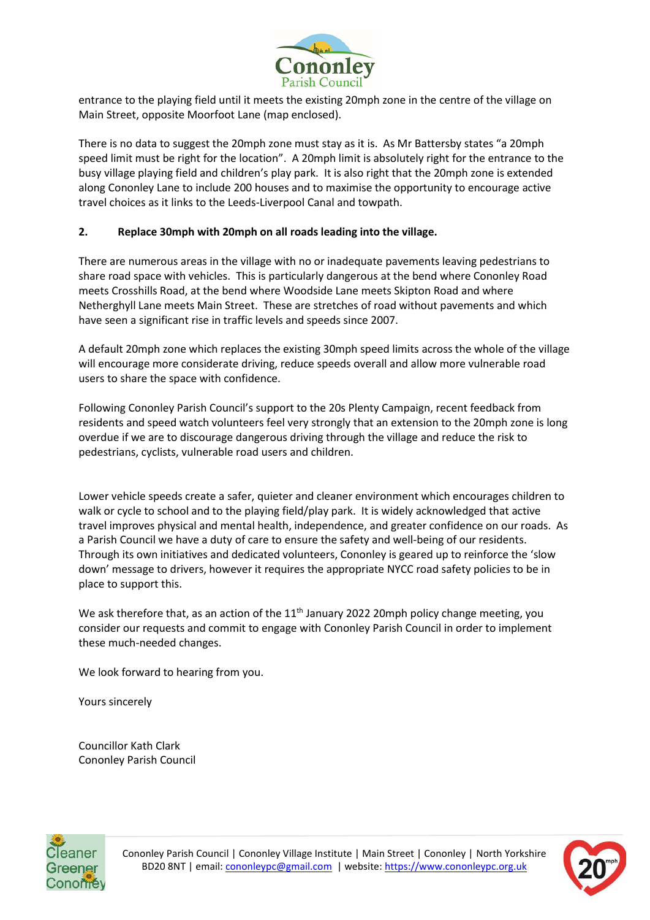entrance to the playing field until it meets the existing 20mph zone in the centre of the village on Main Street, opposite Moorfoot Lane (map enclosed).

There is no data to suggest the 20mph zone must stay as it is. As Mr Battersby states "a 20mph speed limit must be right for the location". A 20mph limit is absolutely right for the entrance to the busy village playing field and children's play park. It is also right that the 20mph zone is extended along Cononley Lane to include 200 houses and to maximise the opportunity to encourage active travel choices as it links to the Leeds-Liverpool Canal and towpath.

**2. Replace 30mph with 20mph on all roads leading into the village.**

There are numerous areas in the village with no or inadequate pavements leaving pedestrians to share road space with vehicles. This is particularly dangerous at the bend where Cononley Road meets Crosshills Road, at the bend where Woodside Lane meets Skipton Road and where Netherghyll Lane meets Main Street. These are stretches of road without pavements and which have seen a significant rise in traffic levels and speeds since 2007.

A default 20mph zone which replaces the existing 30mph speed limits across the whole of the village will encourage more considerate driving, reduce speeds overall and allow more vulnerable road users to share the space with confidence.

Following Cononley Parish Council's support to the 20s Plenty Campaign, recent feedback from residents and speed watch volunteers feel very strongly that an extension to the 20mph zone is long overdue if we are to discourage dangerous driving through the village and reduce the risk to pedestrians, cyclists, vulnerable road users and children.

Lower vehicle speeds create a safer, quieter and cleaner environment which encourages children to walk or cycle to school and to the playing field/play park. It is widely acknowledged that active travel improves physical and mental health, independence, and greater confidence on our roads. As a Parish Council we have a duty of care to ensure the safety and well-being of our residents. Through its own initiatives and dedicated volunteers, Cononley is geared up to reinforce the 'slow down' message to drivers, however it requires the appropriate NYCC road safety policies to be in place to support this.

We ask therefore that, as an action of the 11th January 2022 20mph policy change meeting, you consider our requests and commit to engage with Cononley Parish Council in order to implement these much-needed changes.

We look forward to hearing from you.

Yours sincerely

Councillor Kath Clark
Cononley Parish Council